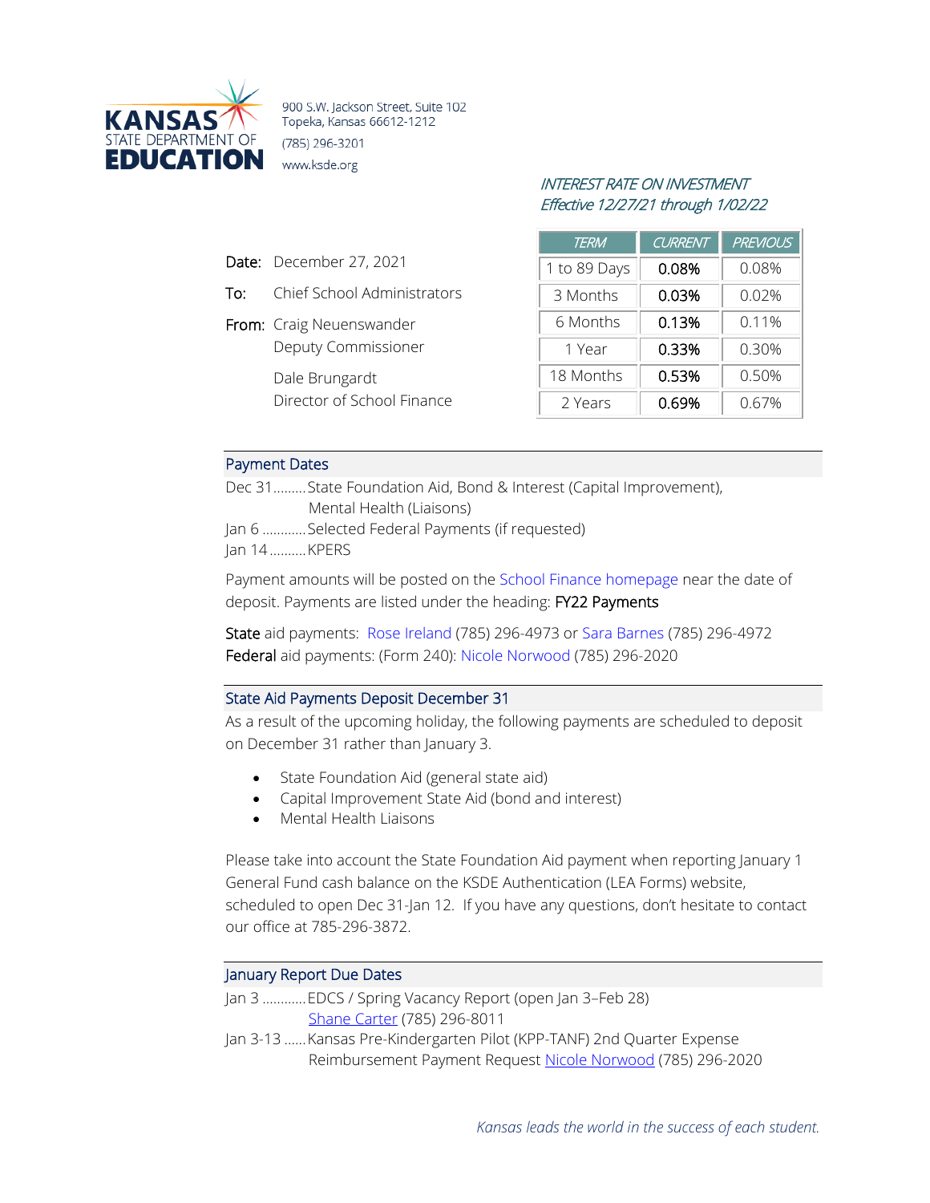KANSAS STATE DEPARTMENT OF EDUCATION

900 S.W. Jackson Street, Suite 102
Topeka, Kansas 66612-1212
(785) 296-3201
www.ksde.org

*INTEREST RATE ON INVESTMENT*
*Effective 12/27/21 through 1/02/22*

| TERM | CURRENT | PREVIOUS |
|---|---|---|
| 1 to 89 Days | 0.08% | 0.08% |
| 3 Months | 0.03% | 0.02% |
| 6 Months | 0.13% | 0.11% |
| 1 Year | 0.33% | 0.30% |
| 18 Months | 0.53% | 0.50% |
| 2 Years | 0.69% | 0.67% |

**Date:** December 27, 2021

**To:** Chief School Administrators

**From:** Craig Neuenswander
Deputy Commissioner

Dale Brungardt
Director of School Finance

## Payment Dates

Dec 31.........State Foundation Aid, Bond & Interest (Capital Improvement), Mental Health (Liaisons)
Jan 6 ............Selected Federal Payments (if requested)
Jan 14 ..........KPERS

Payment amounts will be posted on the School Finance homepage near the date of deposit. Payments are listed under the heading: FY22 Payments

**State** aid payments: Rose Ireland (785) 296-4973 or Sara Barnes (785) 296-4972
**Federal** aid payments: (Form 240): Nicole Norwood (785) 296-2020

## State Aid Payments Deposit December 31

As a result of the upcoming holiday, the following payments are scheduled to deposit on December 31 rather than January 3.

- State Foundation Aid (general state aid)
- Capital Improvement State Aid (bond and interest)
- Mental Health Liaisons

Please take into account the State Foundation Aid payment when reporting January 1 General Fund cash balance on the KSDE Authentication (LEA Forms) website, scheduled to open Dec 31-Jan 12. If you have any questions, don't hesitate to contact our office at 785-296-3872.

## January Report Due Dates

Jan 3 ............EDCS / Spring Vacancy Report (open Jan 3–Feb 28)
Shane Carter (785) 296-8011
Jan 3-13 ......Kansas Pre-Kindergarten Pilot (KPP-TANF) 2nd Quarter Expense Reimbursement Payment Request Nicole Norwood (785) 296-2020

*Kansas leads the world in the success of each student.*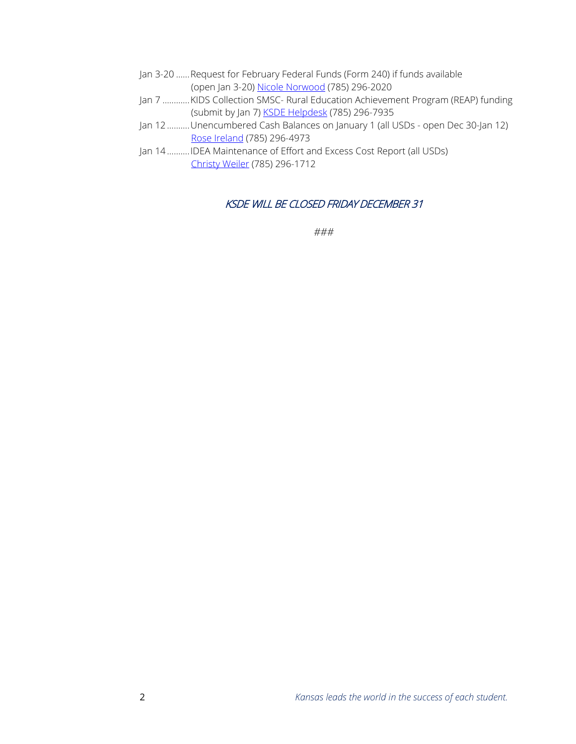Jan 3-20 ...... Request for February Federal Funds (Form 240) if funds available (open Jan 3-20) Nicole Norwood (785) 296-2020

Jan 7 ............ KIDS Collection SMSC- Rural Education Achievement Program (REAP) funding (submit by Jan 7) KSDE Helpdesk (785) 296-7935

Jan 12 .......... Unencumbered Cash Balances on January 1 (all USDs - open Dec 30-Jan 12) Rose Ireland (785) 296-4973

Jan 14 .......... IDEA Maintenance of Effort and Excess Cost Report (all USDs) Christy Weiler (785) 296-1712

*KSDE WILL BE CLOSED FRIDAY DECEMBER 31*

###

*Kansas leads the world in the success of each student.*